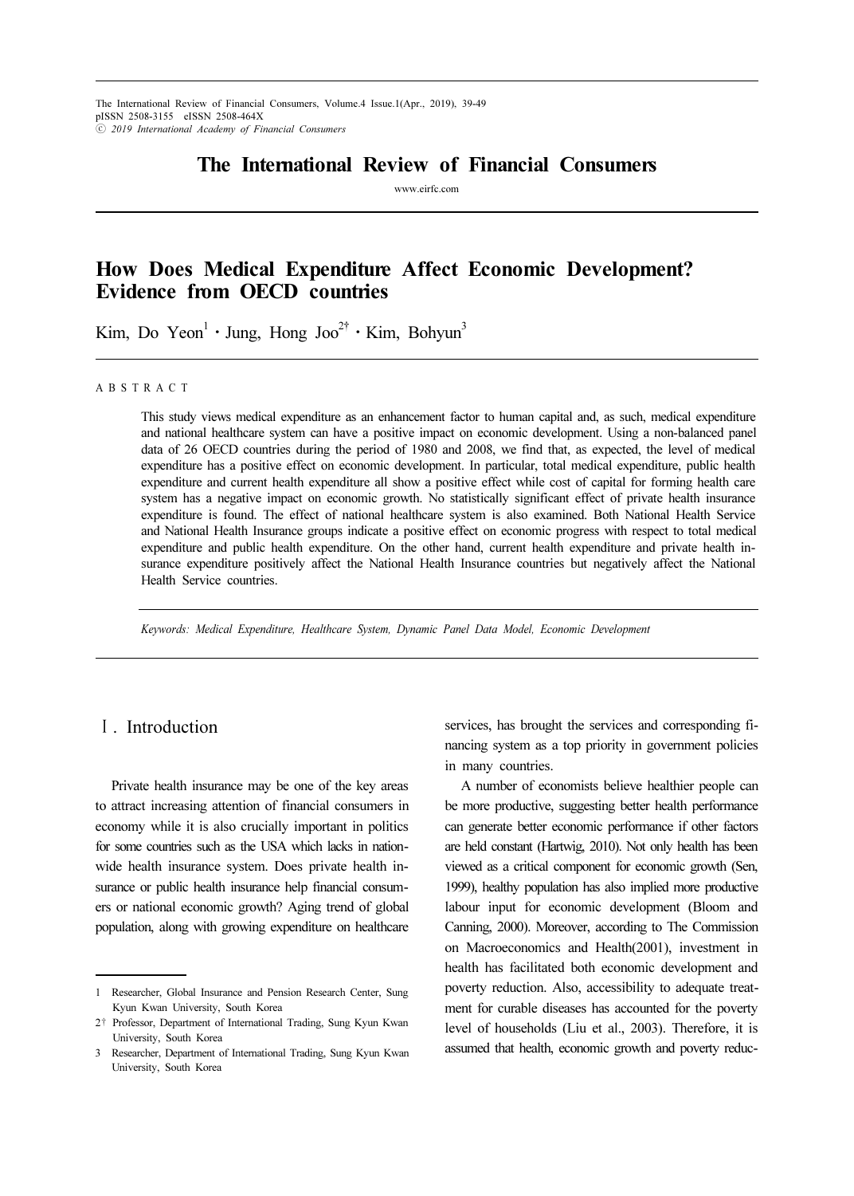# The International Review of Financial Consumers

www.eirfc.com

# How Does Medical Expenditure Affect Economic Development? Evidence from OECD countries

Kim, Do Yeon[1] · Jung, Hong Joo[2†] · Kim, Bohyun[3]

## ABSTRACT

This study views medical expenditure as an enhancement factor to human capital and, as such, medical expenditure and national healthcare system can have a positive impact on economic development. Using a non-balanced panel data of 26 OECD countries during the period of 1980 and 2008, we find that, as expected, the level of medical expenditure has a positive effect on economic development. In particular, total medical expenditure, public health expenditure and current health expenditure all show a positive effect while cost of capital for forming health care system has a negative impact on economic growth. No statistically significant effect of private health insurance expenditure is found. The effect of national healthcare system is also examined. Both National Health Service and National Health Insurance groups indicate a positive effect on economic progress with respect to total medical expenditure and public health expenditure. On the other hand, current health expenditure and private health insurance expenditure positively affect the National Health Insurance countries but negatively affect the National Health Service countries.

*Keywords: Medical Expenditure, Healthcare System, Dynamic Panel Data Model, Economic Development*

## Ⅰ. Introduction

Private health insurance may be one of the key areas to attract increasing attention of financial consumers in economy while it is also crucially important in politics for some countries such as the USA which lacks in nationwide health insurance system. Does private health insurance or public health insurance help financial consumers or national economic growth? Aging trend of global population, along with growing expenditure on healthcare services, has brought the services and corresponding financing system as a top priority in government policies in many countries.

A number of economists believe healthier people can be more productive, suggesting better health performance can generate better economic performance if other factors are held constant (Hartwig, 2010). Not only health has been viewed as a critical component for economic growth (Sen, 1999), healthy population has also implied more productive labour input for economic development (Bloom and Canning, 2000). Moreover, according to The Commission on Macroeconomics and Health(2001), investment in health has facilitated both economic development and poverty reduction. Also, accessibility to adequate treatment for curable diseases has accounted for the poverty level of households (Liu et al., 2003). Therefore, it is assumed that health, economic growth and poverty reduc-

---

[1] Researcher, Global Insurance and Pension Research Center, Sung Kyun Kwan University, South Korea

[2†] Professor, Department of International Trading, Sung Kyun Kwan University, South Korea

[3] Researcher, Department of International Trading, Sung Kyun Kwan University, South Korea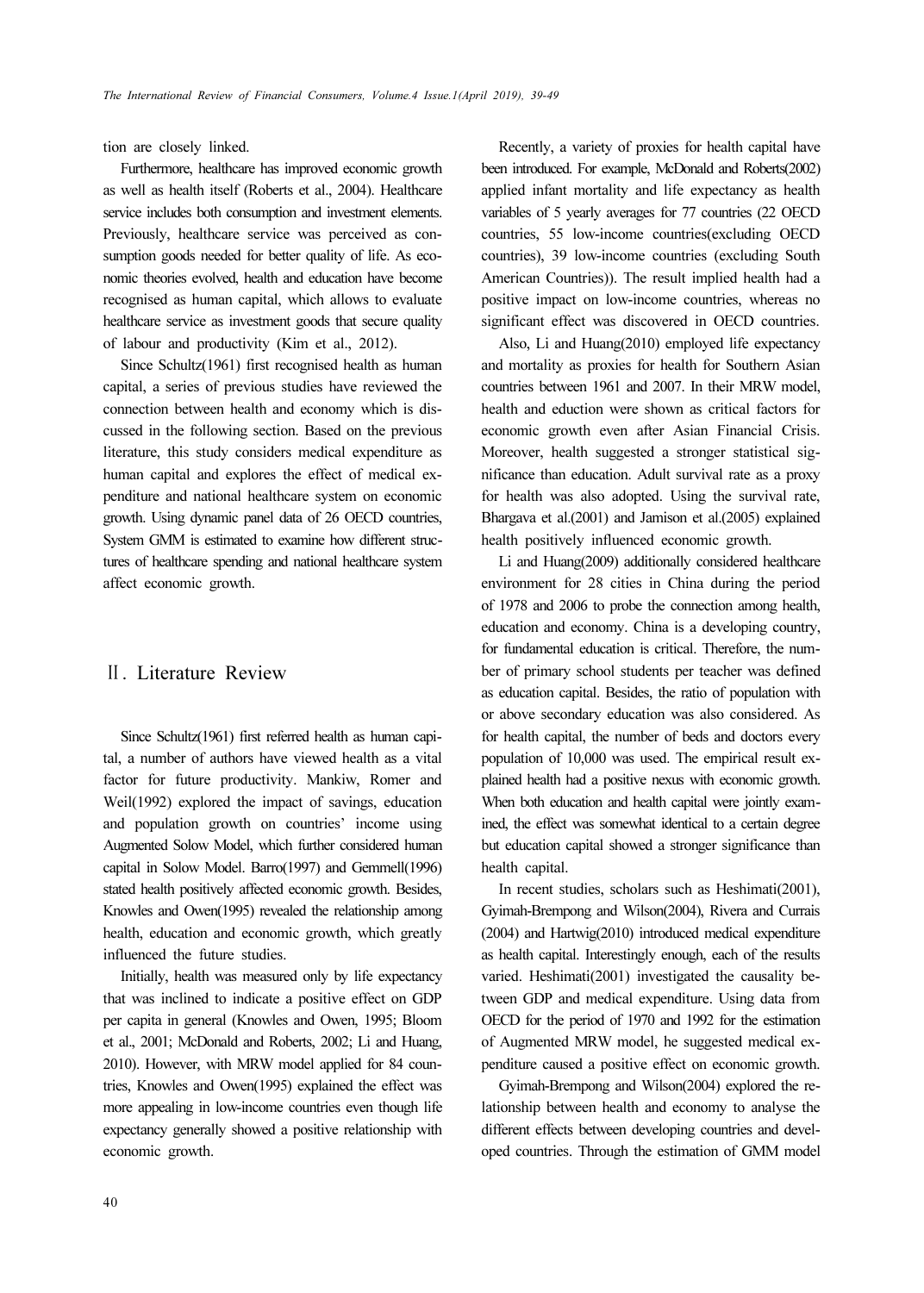tion are closely linked.

Furthermore, healthcare has improved economic growth as well as health itself (Roberts et al., 2004). Healthcare service includes both consumption and investment elements. Previously, healthcare service was perceived as consumption goods needed for better quality of life. As economic theories evolved, health and education have become recognised as human capital, which allows to evaluate healthcare service as investment goods that secure quality of labour and productivity (Kim et al., 2012).

Since Schultz(1961) first recognised health as human capital, a series of previous studies have reviewed the connection between health and economy which is discussed in the following section. Based on the previous literature, this study considers medical expenditure as human capital and explores the effect of medical expenditure and national healthcare system on economic growth. Using dynamic panel data of 26 OECD countries, System GMM is estimated to examine how different structures of healthcare spending and national healthcare system affect economic growth.

## Ⅱ. Literature Review

Since Schultz(1961) first referred health as human capital, a number of authors have viewed health as a vital factor for future productivity. Mankiw, Romer and Weil(1992) explored the impact of savings, education and population growth on countries' income using Augmented Solow Model, which further considered human capital in Solow Model. Barro(1997) and Gemmell(1996) stated health positively affected economic growth. Besides, Knowles and Owen(1995) revealed the relationship among health, education and economic growth, which greatly influenced the future studies.

Initially, health was measured only by life expectancy that was inclined to indicate a positive effect on GDP per capita in general (Knowles and Owen, 1995; Bloom et al., 2001; McDonald and Roberts, 2002; Li and Huang, 2010). However, with MRW model applied for 84 countries, Knowles and Owen(1995) explained the effect was more appealing in low-income countries even though life expectancy generally showed a positive relationship with economic growth.

Recently, a variety of proxies for health capital have been introduced. For example, McDonald and Roberts(2002) applied infant mortality and life expectancy as health variables of 5 yearly averages for 77 countries (22 OECD countries, 55 low-income countries(excluding OECD countries), 39 low-income countries (excluding South American Countries)). The result implied health had a positive impact on low-income countries, whereas no significant effect was discovered in OECD countries.

Also, Li and Huang(2010) employed life expectancy and mortality as proxies for health for Southern Asian countries between 1961 and 2007. In their MRW model, health and eduction were shown as critical factors for economic growth even after Asian Financial Crisis. Moreover, health suggested a stronger statistical significance than education. Adult survival rate as a proxy for health was also adopted. Using the survival rate, Bhargava et al.(2001) and Jamison et al.(2005) explained health positively influenced economic growth.

Li and Huang(2009) additionally considered healthcare environment for 28 cities in China during the period of 1978 and 2006 to probe the connection among health, education and economy. China is a developing country, for fundamental education is critical. Therefore, the number of primary school students per teacher was defined as education capital. Besides, the ratio of population with or above secondary education was also considered. As for health capital, the number of beds and doctors every population of 10,000 was used. The empirical result explained health had a positive nexus with economic growth. When both education and health capital were jointly examined, the effect was somewhat identical to a certain degree but education capital showed a stronger significance than health capital.

In recent studies, scholars such as Heshimati(2001), Gyimah-Brempong and Wilson(2004), Rivera and Currais (2004) and Hartwig(2010) introduced medical expenditure as health capital. Interestingly enough, each of the results varied. Heshimati(2001) investigated the causality between GDP and medical expenditure. Using data from OECD for the period of 1970 and 1992 for the estimation of Augmented MRW model, he suggested medical expenditure caused a positive effect on economic growth.

Gyimah-Brempong and Wilson(2004) explored the relationship between health and economy to analyse the different effects between developing countries and developed countries. Through the estimation of GMM model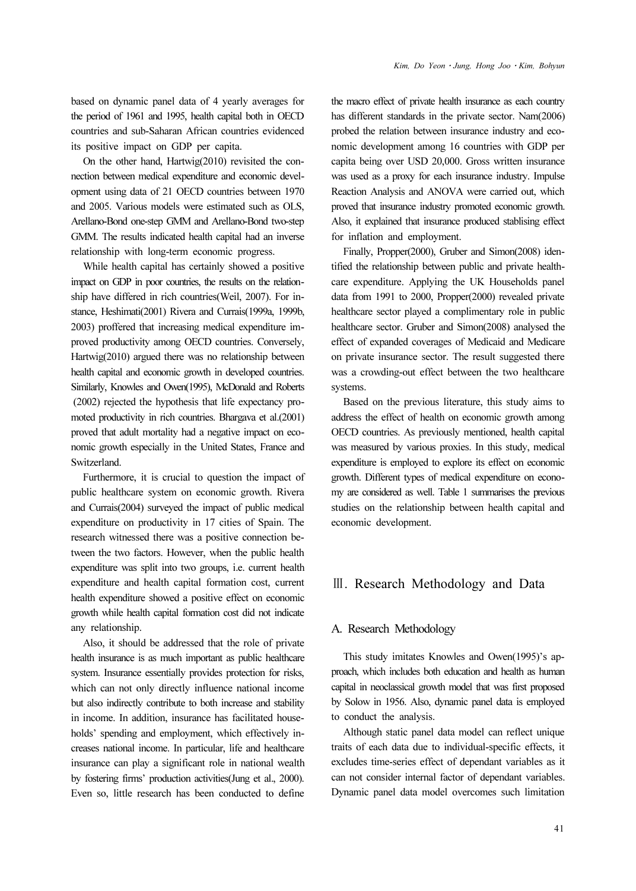based on dynamic panel data of 4 yearly averages for the period of 1961 and 1995, health capital both in OECD countries and sub-Saharan African countries evidenced its positive impact on GDP per capita.

On the other hand, Hartwig(2010) revisited the connection between medical expenditure and economic development using data of 21 OECD countries between 1970 and 2005. Various models were estimated such as OLS, Arellano-Bond one-step GMM and Arellano-Bond two-step GMM. The results indicated health capital had an inverse relationship with long-term economic progress.

While health capital has certainly showed a positive impact on GDP in poor countries, the results on the relationship have differed in rich countries(Weil, 2007). For instance, Heshimati(2001) Rivera and Currais(1999a, 1999b, 2003) proffered that increasing medical expenditure improved productivity among OECD countries. Conversely, Hartwig(2010) argued there was no relationship between health capital and economic growth in developed countries. Similarly, Knowles and Owen(1995), McDonald and Roberts (2002) rejected the hypothesis that life expectancy promoted productivity in rich countries. Bhargava et al.(2001) proved that adult mortality had a negative impact on economic growth especially in the United States, France and Switzerland.

Furthermore, it is crucial to question the impact of public healthcare system on economic growth. Rivera and Currais(2004) surveyed the impact of public medical expenditure on productivity in 17 cities of Spain. The research witnessed there was a positive connection between the two factors. However, when the public health expenditure was split into two groups, i.e. current health expenditure and health capital formation cost, current health expenditure showed a positive effect on economic growth while health capital formation cost did not indicate any relationship.

Also, it should be addressed that the role of private health insurance is as much important as public healthcare system. Insurance essentially provides protection for risks, which can not only directly influence national income but also indirectly contribute to both increase and stability in income. In addition, insurance has facilitated households' spending and employment, which effectively increases national income. In particular, life and healthcare insurance can play a significant role in national wealth by fostering firms' production activities(Jung et al., 2000). Even so, little research has been conducted to define the macro effect of private health insurance as each country has different standards in the private sector. Nam(2006) probed the relation between insurance industry and economic development among 16 countries with GDP per capita being over USD 20,000. Gross written insurance was used as a proxy for each insurance industry. Impulse Reaction Analysis and ANOVA were carried out, which proved that insurance industry promoted economic growth. Also, it explained that insurance produced stablising effect for inflation and employment.

Finally, Propper(2000), Gruber and Simon(2008) identified the relationship between public and private healthcare expenditure. Applying the UK Households panel data from 1991 to 2000, Propper(2000) revealed private healthcare sector played a complimentary role in public healthcare sector. Gruber and Simon(2008) analysed the effect of expanded coverages of Medicaid and Medicare on private insurance sector. The result suggested there was a crowding-out effect between the two healthcare systems.

Based on the previous literature, this study aims to address the effect of health on economic growth among OECD countries. As previously mentioned, health capital was measured by various proxies. In this study, medical expenditure is employed to explore its effect on economic growth. Different types of medical expenditure on economy are considered as well. Table 1 summarises the previous studies on the relationship between health capital and economic development.

## Ⅲ. Research Methodology and Data

### A. Research Methodology

This study imitates Knowles and Owen(1995)'s approach, which includes both education and health as human capital in neoclassical growth model that was first proposed by Solow in 1956. Also, dynamic panel data is employed to conduct the analysis.

Although static panel data model can reflect unique traits of each data due to individual-specific effects, it excludes time-series effect of dependant variables as it can not consider internal factor of dependant variables. Dynamic panel data model overcomes such limitation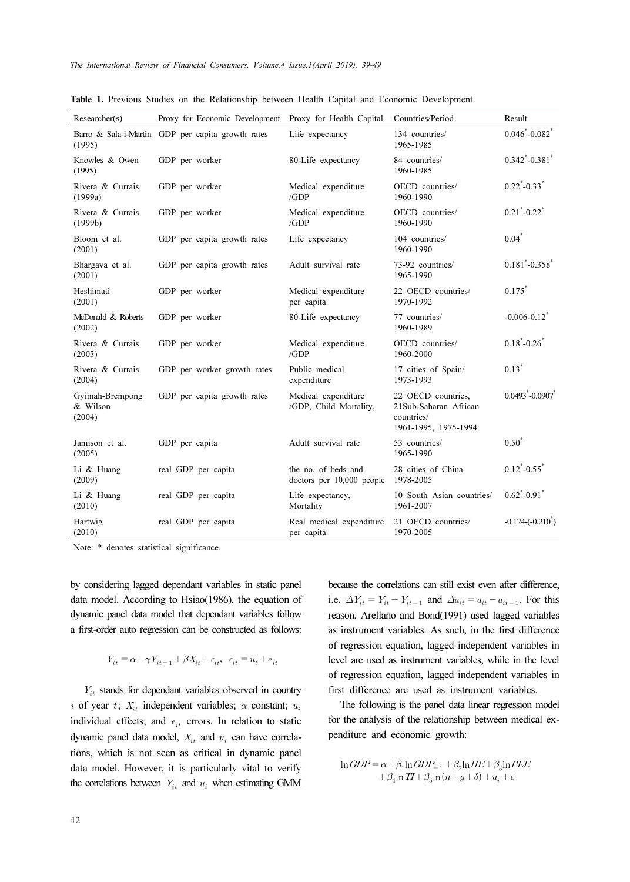**Table 1.** Previous Studies on the Relationship between Health Capital and Economic Development

| Researcher(s) | Proxy for Economic Development | Proxy for Health Capital | Countries/Period | Result |
|---|---|---|---|---|
| Barro & Sala-i-Martin (1995) | GDP per capita growth rates | Life expectancy | 134 countries/ 1965-1985 | 0.046*-0.082* |
| Knowles & Owen (1995) | GDP per worker | 80-Life expectancy | 84 countries/ 1960-1985 | 0.342*-0.381* |
| Rivera & Currais (1999a) | GDP per worker | Medical expenditure /GDP | OECD countries/ 1960-1990 | 0.22*-0.33* |
| Rivera & Currais (1999b) | GDP per worker | Medical expenditure /GDP | OECD countries/ 1960-1990 | 0.21*-0.22* |
| Bloom et al. (2001) | GDP per capita growth rates | Life expectancy | 104 countries/ 1960-1990 | 0.04* |
| Bhargava et al. (2001) | GDP per capita growth rates | Adult survival rate | 73-92 countries/ 1965-1990 | 0.181*-0.358* |
| Heshimati (2001) | GDP per worker | Medical expenditure per capita | 22 OECD countries/ 1970-1992 | 0.175* |
| McDonald & Roberts (2002) | GDP per worker | 80-Life expectancy | 77 countries/ 1960-1989 | -0.006-0.12* |
| Rivera & Currais (2003) | GDP per worker | Medical expenditure /GDP | OECD countries/ 1960-2000 | 0.18*-0.26* |
| Rivera & Currais (2004) | GDP per worker growth rates | Public medical expenditure | 17 cities of Spain/ 1973-1993 | 0.13* |
| Gyimah-Brempong & Wilson (2004) | GDP per capita growth rates | Medical expenditure /GDP, Child Mortality, | 22 OECD countries, 21Sub-Saharan African countries/ 1961-1995, 1975-1994 | 0.0493*-0.0907* |
| Jamison et al. (2005) | GDP per capita | Adult survival rate | 53 countries/ 1965-1990 | 0.50* |
| Li & Huang (2009) | real GDP per capita | the no. of beds and doctors per 10,000 people | 28 cities of China 1978-2005 | 0.12*-0.55* |
| Li & Huang (2010) | real GDP per capita | Life expectancy, Mortality | 10 South Asian countries/ 1961-2007 | 0.62*-0.91* |
| Hartwig (2010) | real GDP per capita | Real medical expenditure per capita | 21 OECD countries/ 1970-2005 | -0.124-(-0.210*) |

Note: * denotes statistical significance.

by considering lagged dependant variables in static panel data model. According to Hsiao(1986), the equation of dynamic panel data model that dependant variables follow a first-order auto regression can be constructed as follows:

$$Y_{it} = \alpha + \gamma Y_{it-1} + \beta X_{it} + \epsilon_{it},\ \ \epsilon_{it} = u_i + e_{it}$$

$Y_{it}$ stands for dependant variables observed in country $i$ of year $t$; $X_{it}$ independent variables; $\alpha$ constant; $u_i$ individual effects; and $e_{it}$ errors. In relation to static dynamic panel data model, $X_{it}$ and $u_i$ can have correlations, which is not seen as critical in dynamic panel data model. However, it is particularly vital to verify the correlations between $Y_{it}$ and $u_i$ when estimating GMM because the correlations can still exist even after difference, i.e. $\Delta Y_{it} = Y_{it} - Y_{it-1}$ and $\Delta u_{it} = u_{it} - u_{it-1}$. For this reason, Arellano and Bond(1991) used lagged variables as instrument variables. As such, in the first difference of regression equation, lagged independent variables in level are used as instrument variables, while in the level of regression equation, lagged independent variables in first difference are used as instrument variables.

The following is the panel data linear regression model for the analysis of the relationship between medical expenditure and economic growth:

$$\ln GDP = \alpha + \beta_1 \ln GDP_{-1} + \beta_2 \ln HE + \beta_3 \ln PEE + \beta_4 \ln TI + \beta_5 \ln(n + g + \delta) + u_i + e$$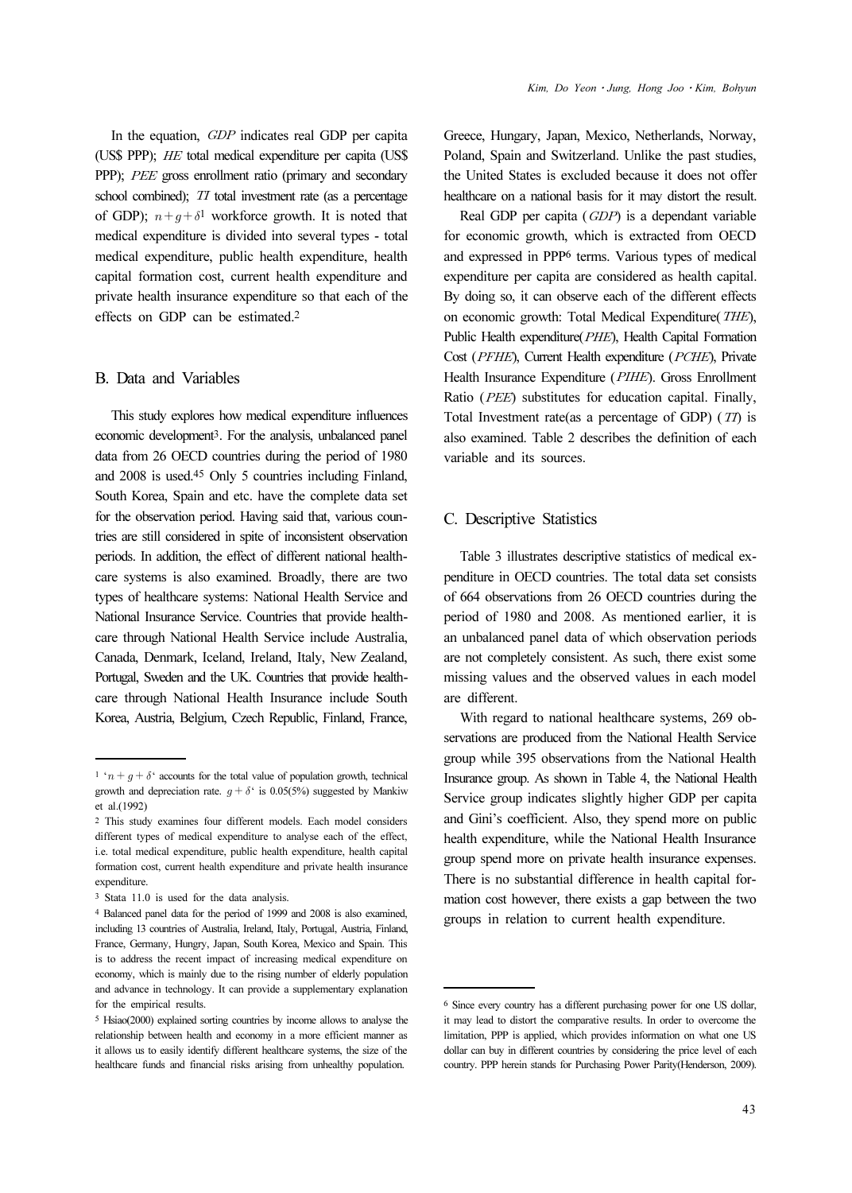In the equation, *GDP* indicates real GDP per capita (US$ PPP); *HE* total medical expenditure per capita (US$ PPP); *PEE* gross enrollment ratio (primary and secondary school combined); *TI* total investment rate (as a percentage of GDP); $n+g+\delta$[1] workforce growth. It is noted that medical expenditure is divided into several types - total medical expenditure, public health expenditure, health capital formation cost, current health expenditure and private health insurance expenditure so that each of the effects on GDP can be estimated.[2]

## B. Data and Variables

This study explores how medical expenditure influences economic development[3]. For the analysis, unbalanced panel data from 26 OECD countries during the period of 1980 and 2008 is used.[4][5] Only 5 countries including Finland, South Korea, Spain and etc. have the complete data set for the observation period. Having said that, various countries are still considered in spite of inconsistent observation periods. In addition, the effect of different national healthcare systems is also examined. Broadly, there are two types of healthcare systems: National Health Service and National Insurance Service. Countries that provide healthcare through National Health Service include Australia, Canada, Denmark, Iceland, Ireland, Italy, New Zealand, Portugal, Sweden and the UK. Countries that provide healthcare through National Health Insurance include South Korea, Austria, Belgium, Czech Republic, Finland, France, Greece, Hungary, Japan, Mexico, Netherlands, Norway, Poland, Spain and Switzerland. Unlike the past studies, the United States is excluded because it does not offer healthcare on a national basis for it may distort the result.

Real GDP per capita (*GDP*) is a dependant variable for economic growth, which is extracted from OECD and expressed in PPP[6] terms. Various types of medical expenditure per capita are considered as health capital. By doing so, it can observe each of the different effects on economic growth: Total Medical Expenditure(*THE*), Public Health expenditure(*PHE*), Health Capital Formation Cost (*PFHE*), Current Health expenditure (*PCHE*), Private Health Insurance Expenditure (*PIHE*). Gross Enrollment Ratio (*PEE*) substitutes for education capital. Finally, Total Investment rate(as a percentage of GDP) (*TI*) is also examined. Table 2 describes the definition of each variable and its sources.

## C. Descriptive Statistics

Table 3 illustrates descriptive statistics of medical expenditure in OECD countries. The total data set consists of 664 observations from 26 OECD countries during the period of 1980 and 2008. As mentioned earlier, it is an unbalanced panel data of which observation periods are not completely consistent. As such, there exist some missing values and the observed values in each model are different.

With regard to national healthcare systems, 269 observations are produced from the National Health Service group while 395 observations from the National Health Insurance group. As shown in Table 4, the National Health Service group indicates slightly higher GDP per capita and Gini's coefficient. Also, they spend more on public health expenditure, while the National Health Insurance group spend more on private health insurance expenses. There is no substantial difference in health capital formation cost however, there exists a gap between the two groups in relation to current health expenditure.

---

[1] '$n+g+\delta$' accounts for the total value of population growth, technical growth and depreciation rate. $g+\delta$' is 0.05(5%) suggested by Mankiw et al.(1992)

[2] This study examines four different models. Each model considers different types of medical expenditure to analyse each of the effect, i.e. total medical expenditure, public health expenditure, health capital formation cost, current health expenditure and private health insurance expenditure.

[3] Stata 11.0 is used for the data analysis.

[4] Balanced panel data for the period of 1999 and 2008 is also examined, including 13 countries of Australia, Ireland, Italy, Portugal, Austria, Finland, France, Germany, Hungary, Japan, South Korea, Mexico and Spain. This is to address the recent impact of increasing medical expenditure on economy, which is mainly due to the rising number of elderly population and advance in technology. It can provide a supplementary explanation for the empirical results.

[5] Hsiao(2000) explained sorting countries by income allows to analyse the relationship between health and economy in a more efficient manner as it allows us to easily identify different healthcare systems, the size of the healthcare funds and financial risks arising from unhealthy population.

[6] Since every country has a different purchasing power for one US dollar, it may lead to distort the comparative results. In order to overcome the limitation, PPP is applied, which provides information on what one US dollar can buy in different countries by considering the price level of each country. PPP herein stands for Purchasing Power Parity(Henderson, 2009).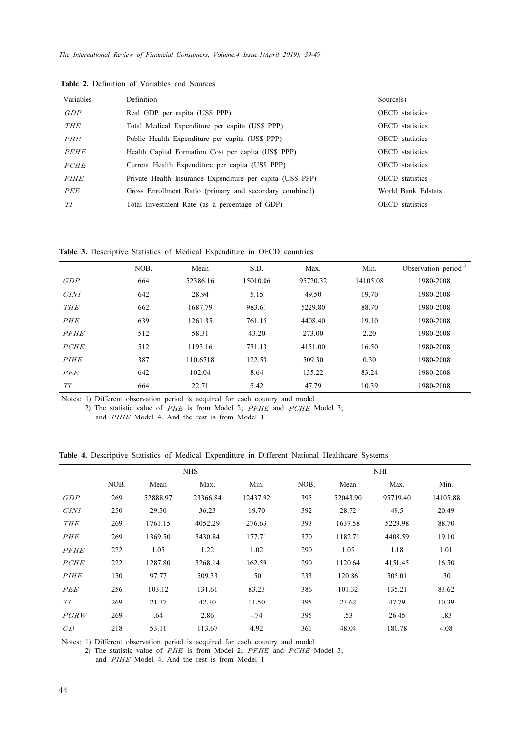**Table 2.** Definition of Variables and Sources

| Variables | Definition | Source(s) |
|---|---|---|
| $GDP$ | Real GDP per capita (US$ PPP) | OECD statistics |
| $THE$ | Total Medical Expenditure per capita (US$ PPP) | OECD statistics |
| $PHE$ | Public Health Expenditure per capita (US$ PPP) | OECD statistics |
| $PFHE$ | Health Capital Formation Cost per capita (US$ PPP) | OECD statistics |
| $PCHE$ | Current Health Expenditure per capita (US$ PPP) | OECD statistics |
| $PIHE$ | Private Health Insurance Expenditure per capita (US$ PPP) | OECD statistics |
| $PEE$ | Gross Enrollment Ratio (primary and secondary combined) | World Bank Edstats |
| $TI$ | Total Investment Rate (as a percentage of GDP) | OECD statistics |

**Table 3.** Descriptive Statistics of Medical Expenditure in OECD countries

| | NOB. | Mean | S.D. | Max. | Min. | Observation period[1] |
|---|---|---|---|---|---|---|
| $GDP$ | 664 | 52386.16 | 15010.06 | 95720.32 | 14105.08 | 1980-2008 |
| $GINI$ | 642 | 28.94 | 5.15 | 49.50 | 19.70 | 1980-2008 |
| $THE$ | 662 | 1687.79 | 983.61 | 5229.80 | 88.70 | 1980-2008 |
| $PHE$ | 639 | 1261.35 | 761.15 | 4408.40 | 19.10 | 1980-2008 |
| $PFHE$ | 512 | 58.31 | 43.20 | 273.00 | 2.20 | 1980-2008 |
| $PCHE$ | 512 | 1193.16 | 731.13 | 4151.00 | 16.50 | 1980-2008 |
| $PIHE$ | 387 | 110.6718 | 122.53 | 509.30 | 0.30 | 1980-2008 |
| $PEE$ | 642 | 102.04 | 8.64 | 135.22 | 83.24 | 1980-2008 |
| $TI$ | 664 | 22.71 | 5.42 | 47.79 | 10.39 | 1980-2008 |

Notes: 1) Different observation period is acquired for each country and model.
2) The statistic value of $PHE$ is from Model 2; $PFHE$ and $PCHE$ Model 3; and $PIHE$ Model 4. And the rest is from Model 1.

**Table 4.** Descriptive Statistics of Medical Expenditure in Different National Healthcare Systems

| | NHS | | | | NHI | | | |
|---|---|---|---|---|---|---|---|---|
| | NOB. | Mean | Max. | Min. | NOB. | Mean | Max. | Min. |
| $GDP$ | 269 | 52888.97 | 23366.84 | 12437.92 | 395 | 52043.90 | 95719.40 | 14105.88 |
| $GINI$ | 250 | 29.30 | 36.23 | 19.70 | 392 | 28.72 | 49.5 | 20.49 |
| $THE$ | 269 | 1761.15 | 4052.29 | 276.63 | 393 | 1637.58 | 5229.98 | 88.70 |
| $PHE$ | 269 | 1369.50 | 3430.84 | 177.71 | 370 | 1182.71 | 4408.59 | 19.10 |
| $PFHE$ | 222 | 1.05 | 1.22 | 1.02 | 290 | 1.05 | 1.18 | 1.01 |
| $PCHE$ | 222 | 1287.80 | 3268.14 | 162.59 | 290 | 1120.64 | 4151.45 | 16.50 |
| $PIHE$ | 150 | 97.77 | 509.33 | .50 | 233 | 120.86 | 505.01 | .30 |
| $PEE$ | 256 | 103.12 | 131.61 | 83.23 | 386 | 101.32 | 135.21 | 83.62 |
| $TI$ | 269 | 21.37 | 42.30 | 11.50 | 395 | 23.62 | 47.79 | 10.39 |
| $PGRW$ | 269 | .64 | 2.86 | -.74 | 395 | .53 | 26.45 | -.83 |
| $GD$ | 218 | 53.11 | 113.67 | 4.92 | 361 | 48.04 | 180.78 | 4.08 |

Notes: 1) Different observation period is acquired for each country and model.
2) The statistic value of $PHE$ is from Model 2; $PFHE$ and $PCHE$ Model 3; and $PIHE$ Model 4. And the rest is from Model 1.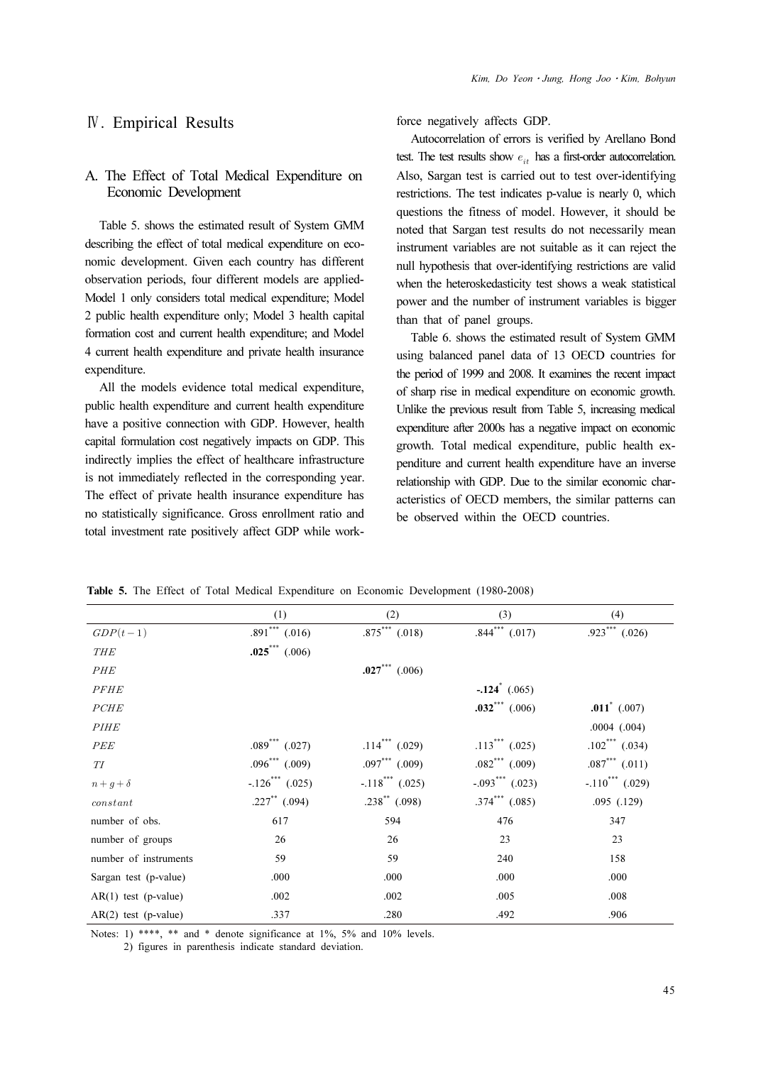## Ⅳ. Empirical Results

### A. The Effect of Total Medical Expenditure on Economic Development

Table 5. shows the estimated result of System GMM describing the effect of total medical expenditure on economic development. Given each country has different observation periods, four different models are applied-Model 1 only considers total medical expenditure; Model 2 public health expenditure only; Model 3 health capital formation cost and current health expenditure; and Model 4 current health expenditure and private health insurance expenditure.

All the models evidence total medical expenditure, public health expenditure and current health expenditure have a positive connection with GDP. However, health capital formulation cost negatively impacts on GDP. This indirectly implies the effect of healthcare infrastructure is not immediately reflected in the corresponding year. The effect of private health insurance expenditure has no statistically significance. Gross enrollment ratio and total investment rate positively affect GDP while workforce negatively affects GDP.

Autocorrelation of errors is verified by Arellano Bond test. The test results show $e_{it}$ has a first-order autocorrelation. Also, Sargan test is carried out to test over-identifying restrictions. The test indicates p-value is nearly 0, which questions the fitness of model. However, it should be noted that Sargan test results do not necessarily mean instrument variables are not suitable as it can reject the null hypothesis that over-identifying restrictions are valid when the heteroskedasticity test shows a weak statistical power and the number of instrument variables is bigger than that of panel groups.

Table 6. shows the estimated result of System GMM using balanced panel data of 13 OECD countries for the period of 1999 and 2008. It examines the recent impact of sharp rise in medical expenditure on economic growth. Unlike the previous result from Table 5, increasing medical expenditure after 2000s has a negative impact on economic growth. Total medical expenditure, public health expenditure and current health expenditure have an inverse relationship with GDP. Due to the similar economic characteristics of OECD members, the similar patterns can be observed within the OECD countries.

**Table 5.** The Effect of Total Medical Expenditure on Economic Development (1980-2008)

| | (1) | (2) | (3) | (4) |
|---|---|---|---|---|
| $GDP(t-1)$ | .891*** (.016) | .875*** (.018) | .844*** (.017) | .923*** (.026) |
| $THE$ | **.025*** (.006) | | | |
| $PHE$ | | **.027*** (.006) | | |
| $PFHE$ | | | **-.124** (.065) | |
| $PCHE$ | | | **.032*** (.006) | **.011** (.007) |
| $PIHE$ | | | | .0004 (.004) |
| $PEE$ | .089*** (.027) | .114*** (.029) | .113*** (.025) | .102*** (.034) |
| $TI$ | .096*** (.009) | .097*** (.009) | .082*** (.009) | .087*** (.011) |
| $n+g+\delta$ | -.126*** (.025) | -.118*** (.025) | -.093*** (.023) | -.110*** (.029) |
| $constant$ | .227** (.094) | .238** (.098) | .374*** (.085) | .095 (.129) |
| number of obs. | 617 | 594 | 476 | 347 |
| number of groups | 26 | 26 | 23 | 23 |
| number of instruments | 59 | 59 | 240 | 158 |
| Sargan test (p-value) | .000 | .000 | .000 | .000 |
| AR(1) test (p-value) | .002 | .002 | .005 | .008 |
| AR(2) test (p-value) | .337 | .280 | .492 | .906 |

Notes: 1) ****, ** and * denote significance at 1%, 5% and 10% levels.
2) figures in parenthesis indicate standard deviation.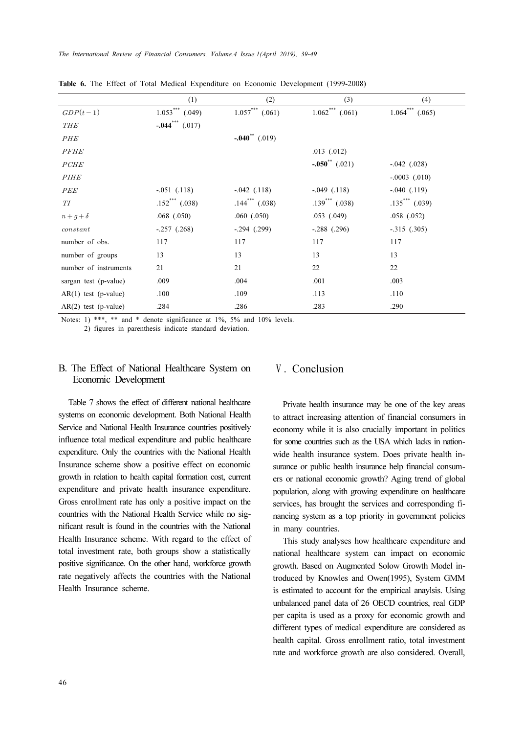**Table 6.** The Effect of Total Medical Expenditure on Economic Development (1999-2008)

| | (1) | (2) | (3) | (4) |
|---|---|---|---|---|
| $GDP(t-1)$ | 1.053*** (.049) | 1.057*** (.061) | 1.062*** (.061) | 1.064*** (.065) |
| $THE$ | **-.044*** (.017)** | | | |
| $PHE$ | | **-.040** (.019)** | | |
| $PFHE$ | | | .013 (.012) | |
| $PCHE$ | | | **-.050** (.021)** | -.042 (.028) |
| $PIHE$ | | | | -.0003 (.010) |
| $PEE$ | -.051 (.118) | -.042 (.118) | -.049 (.118) | -.040 (.119) |
| $TI$ | .152*** (.038) | .144*** (.038) | .139*** (.038) | .135*** (.039) |
| $n+g+\delta$ | .068 (.050) | .060 (.050) | .053 (.049) | .058 (.052) |
| $constant$ | -.257 (.268) | -.294 (.299) | -.288 (.296) | -.315 (.305) |
| number of obs. | 117 | 117 | 117 | 117 |
| number of groups | 13 | 13 | 13 | 13 |
| number of instruments | 21 | 21 | 22 | 22 |
| sargan test (p-value) | .009 | .004 | .001 | .003 |
| AR(1) test (p-value) | .100 | .109 | .113 | .110 |
| AR(2) test (p-value) | .284 | .286 | .283 | .290 |

Notes: 1) ***, ** and * denote significance at 1%, 5% and 10% levels.
2) figures in parenthesis indicate standard deviation.

### B. The Effect of National Healthcare System on Economic Development

Table 7 shows the effect of different national healthcare systems on economic development. Both National Health Service and National Health Insurance countries positively influence total medical expenditure and public healthcare expenditure. Only the countries with the National Health Insurance scheme show a positive effect on economic growth in relation to health capital formation cost, current expenditure and private health insurance expenditure. Gross enrollment rate has only a positive impact on the countries with the National Health Service while no significant result is found in the countries with the National Health Insurance scheme. With regard to the effect of total investment rate, both groups show a statistically positive significance. On the other hand, workforce growth rate negatively affects the countries with the National Health Insurance scheme.

## Ⅴ. Conclusion

Private health insurance may be one of the key areas to attract increasing attention of financial consumers in economy while it is also crucially important in politics for some countries such as the USA which lacks in nationwide health insurance system. Does private health insurance or public health insurance help financial consumers or national economic growth? Aging trend of global population, along with growing expenditure on healthcare services, has brought the services and corresponding financing system as a top priority in government policies in many countries.

This study analyses how healthcare expenditure and national healthcare system can impact on economic growth. Based on Augmented Solow Growth Model introduced by Knowles and Owen(1995), System GMM is estimated to account for the empirical anaylsis. Using unbalanced panel data of 26 OECD countries, real GDP per capita is used as a proxy for economic growth and different types of medical expenditure are considered as health capital. Gross enrollment ratio, total investment rate and workforce growth are also considered. Overall,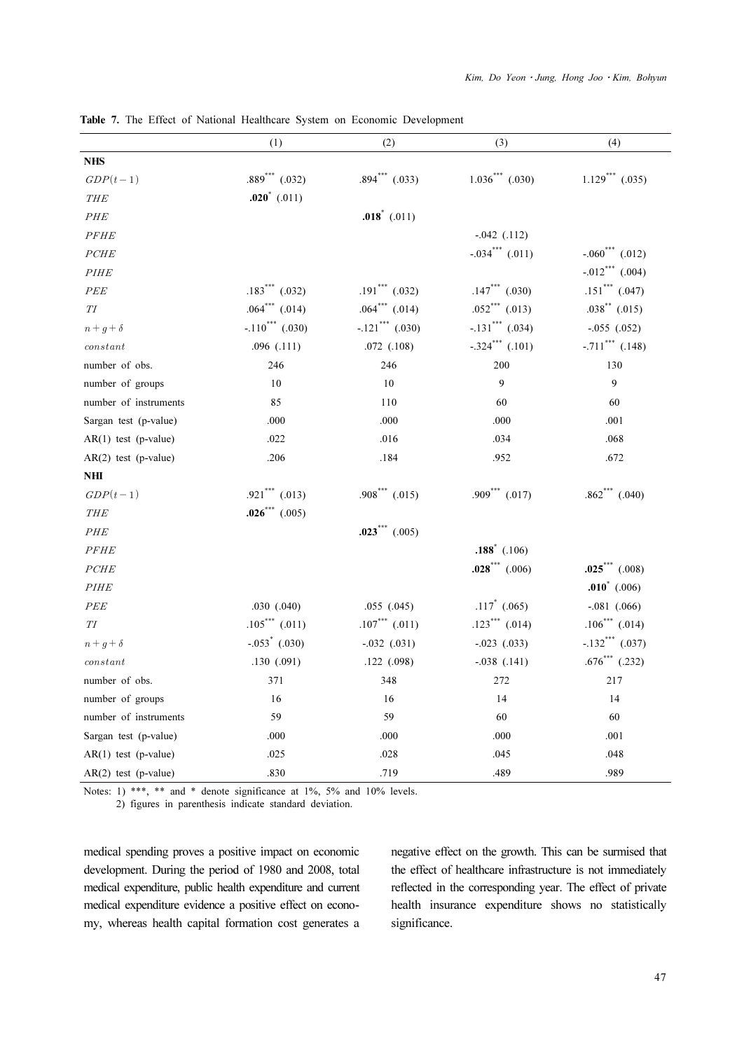**Table 7.** The Effect of National Healthcare System on Economic Development

| | (1) | (2) | (3) | (4) |
|---|---|---|---|---|
| **NHS** | | | | |
| $GDP(t-1)$ | .889$^{***}$ (.032) | .894$^{***}$ (.033) | 1.036$^{***}$ (.030) | 1.129$^{***}$ (.035) |
| $THE$ | **.020**$^{*}$ (.011) | | | |
| $PHE$ | | **.018**$^{*}$ (.011) | | |
| $PFHE$ | | | -.042 (.112) | |
| $PCHE$ | | | -.034$^{***}$ (.011) | -.060$^{***}$ (.012) |
| $PIHE$ | | | | -.012$^{***}$ (.004) |
| $PEE$ | .183$^{***}$ (.032) | .191$^{***}$ (.032) | .147$^{***}$ (.030) | .151$^{***}$ (.047) |
| $TI$ | .064$^{***}$ (.014) | .064$^{***}$ (.014) | .052$^{***}$ (.013) | .038$^{**}$ (.015) |
| $n+g+\delta$ | -.110$^{***}$ (.030) | -.121$^{***}$ (.030) | -.131$^{***}$ (.034) | -.055 (.052) |
| $constant$ | .096 (.111) | .072 (.108) | -.324$^{***}$ (.101) | -.711$^{***}$ (.148) |
| number of obs. | 246 | 246 | 200 | 130 |
| number of groups | 10 | 10 | 9 | 9 |
| number of instruments | 85 | 110 | 60 | 60 |
| Sargan test (p-value) | .000 | .000 | .000 | .001 |
| AR(1) test (p-value) | .022 | .016 | .034 | .068 |
| AR(2) test (p-value) | .206 | .184 | .952 | .672 |
| **NHI** | | | | |
| $GDP(t-1)$ | .921$^{***}$ (.013) | .908$^{***}$ (.015) | .909$^{***}$ (.017) | .862$^{***}$ (.040) |
| $THE$ | **.026**$^{***}$ (.005) | | | |
| $PHE$ | | **.023**$^{***}$ (.005) | | |
| $PFHE$ | | | **.188**$^{*}$ (.106) | |
| $PCHE$ | | | **.028**$^{***}$ (.006) | **.025**$^{***}$ (.008) |
| $PIHE$ | | | | **.010**$^{*}$ (.006) |
| $PEE$ | .030 (.040) | .055 (.045) | .117$^{*}$ (.065) | -.081 (.066) |
| $TI$ | .105$^{***}$ (.011) | .107$^{***}$ (.011) | .123$^{***}$ (.014) | .106$^{***}$ (.014) |
| $n+g+\delta$ | -.053$^{*}$ (.030) | -.032 (.031) | -.023 (.033) | -.132$^{***}$ (.037) |
| $constant$ | .130 (.091) | .122 (.098) | -.038 (.141) | .676$^{***}$ (.232) |
| number of obs. | 371 | 348 | 272 | 217 |
| number of groups | 16 | 16 | 14 | 14 |
| number of instruments | 59 | 59 | 60 | 60 |
| Sargan test (p-value) | .000 | .000 | .000 | .001 |
| AR(1) test (p-value) | .025 | .028 | .045 | .048 |
| AR(2) test (p-value) | .830 | .719 | .489 | .989 |

Notes: 1) ***, ** and * denote significance at 1%, 5% and 10% levels.
2) figures in parenthesis indicate standard deviation.

medical spending proves a positive impact on economic development. During the period of 1980 and 2008, total medical expenditure, public health expenditure and current medical expenditure evidence a positive effect on economy, whereas health capital formation cost generates a negative effect on the growth. This can be surmised that the effect of healthcare infrastructure is not immediately reflected in the corresponding year. The effect of private health insurance expenditure shows no statistically significance.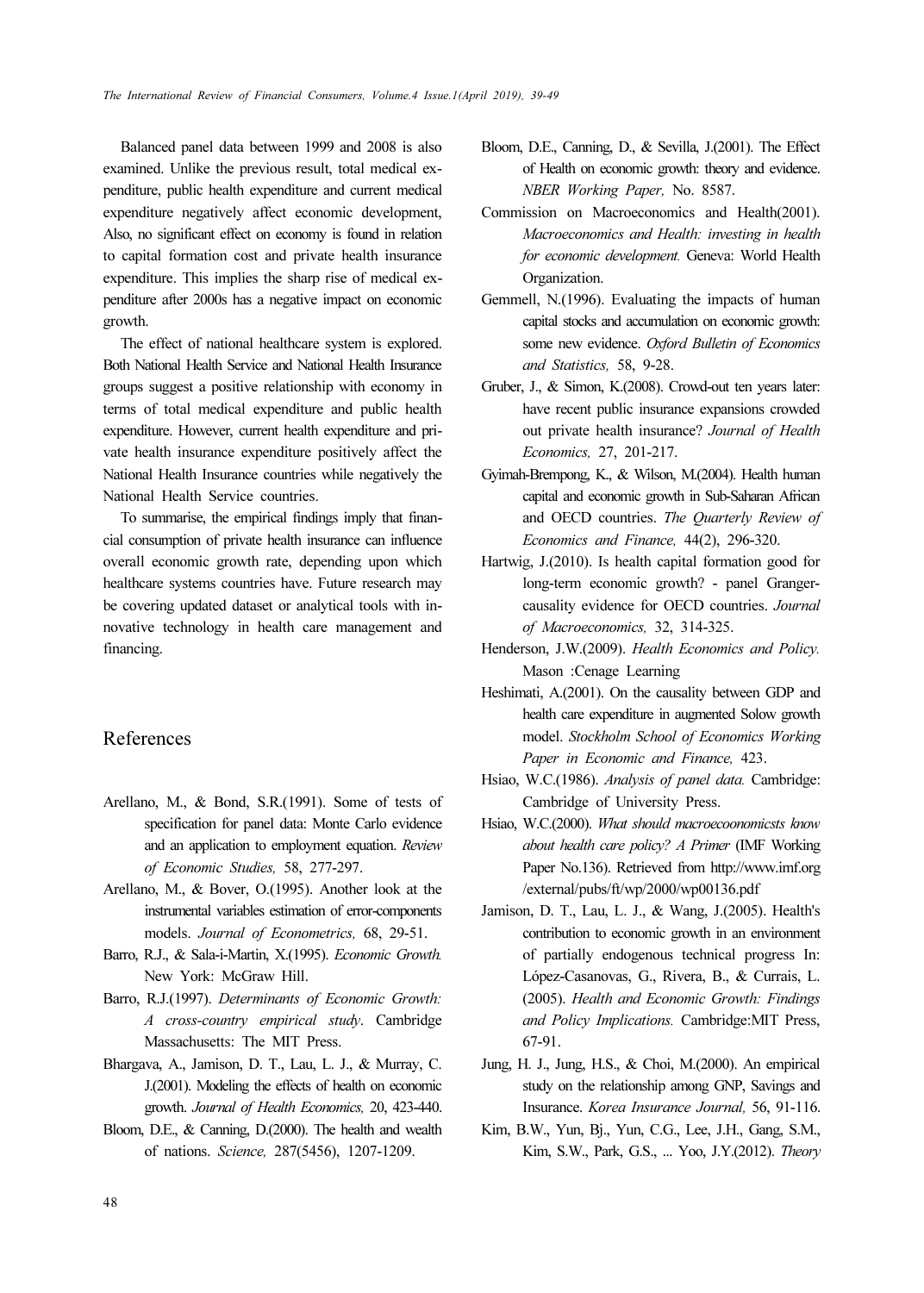Balanced panel data between 1999 and 2008 is also examined. Unlike the previous result, total medical expenditure, public health expenditure and current medical expenditure negatively affect economic development, Also, no significant effect on economy is found in relation to capital formation cost and private health insurance expenditure. This implies the sharp rise of medical expenditure after 2000s has a negative impact on economic growth.

The effect of national healthcare system is explored. Both National Health Service and National Health Insurance groups suggest a positive relationship with economy in terms of total medical expenditure and public health expenditure. However, current health expenditure and private health insurance expenditure positively affect the National Health Insurance countries while negatively the National Health Service countries.

To summarise, the empirical findings imply that financial consumption of private health insurance can influence overall economic growth rate, depending upon which healthcare systems countries have. Future research may be covering updated dataset or analytical tools with innovative technology in health care management and financing.

## References

Arellano, M., & Bond, S.R.(1991). Some of tests of specification for panel data: Monte Carlo evidence and an application to employment equation. *Review of Economic Studies,* 58, 277-297.

Arellano, M., & Bover, O.(1995). Another look at the instrumental variables estimation of error-components models. *Journal of Econometrics,* 68, 29-51.

Barro, R.J., & Sala-i-Martin, X.(1995). *Economic Growth.* New York: McGraw Hill.

Barro, R.J.(1997). *Determinants of Economic Growth: A cross-country empirical study*. Cambridge Massachusetts: The MIT Press.

Bhargava, A., Jamison, D. T., Lau, L. J., & Murray, C. J.(2001). Modeling the effects of health on economic growth. *Journal of Health Economics,* 20, 423-440.

Bloom, D.E., & Canning, D.(2000). The health and wealth of nations. *Science,* 287(5456), 1207-1209.

Bloom, D.E., Canning, D., & Sevilla, J.(2001). The Effect of Health on economic growth: theory and evidence. *NBER Working Paper,* No. 8587.

Commission on Macroeconomics and Health(2001). *Macroeconomics and Health: investing in health for economic development.* Geneva: World Health Organization.

Gemmell, N.(1996). Evaluating the impacts of human capital stocks and accumulation on economic growth: some new evidence. *Oxford Bulletin of Economics and Statistics,* 58, 9-28.

Gruber, J., & Simon, K.(2008). Crowd-out ten years later: have recent public insurance expansions crowded out private health insurance? *Journal of Health Economics,* 27, 201-217.

Gyimah-Brempong, K., & Wilson, M.(2004). Health human capital and economic growth in Sub-Saharan African and OECD countries. *The Quarterly Review of Economics and Finance,* 44(2), 296-320.

Hartwig, J.(2010). Is health capital formation good for long-term economic growth? - panel Granger-causality evidence for OECD countries. *Journal of Macroeconomics,* 32, 314-325.

Henderson, J.W.(2009). *Health Economics and Policy.* Mason :Cenage Learning

Heshimati, A.(2001). On the causality between GDP and health care expenditure in augmented Solow growth model. *Stockholm School of Economics Working Paper in Economic and Finance,* 423.

Hsiao, W.C.(1986). *Analysis of panel data.* Cambridge: Cambridge of University Press.

Hsiao, W.C.(2000). *What should macroecoonomicsts know about health care policy? A Primer* (IMF Working Paper No.136). Retrieved from http://www.imf.org/external/pubs/ft/wp/2000/wp00136.pdf

Jamison, D. T., Lau, L. J., & Wang, J.(2005). Health's contribution to economic growth in an environment of partially endogenous technical progress In: López-Casanovas, G., Rivera, B., & Currais, L. (2005). *Health and Economic Growth: Findings and Policy Implications.* Cambridge:MIT Press, 67-91.

Jung, H. J., Jung, H.S., & Choi, M.(2000). An empirical study on the relationship among GNP, Savings and Insurance. *Korea Insurance Journal,* 56, 91-116.

Kim, B.W., Yun, Bj., Yun, C.G., Lee, J.H., Gang, S.M., Kim, S.W., Park, G.S., ... Yoo, J.Y.(2012). *Theory*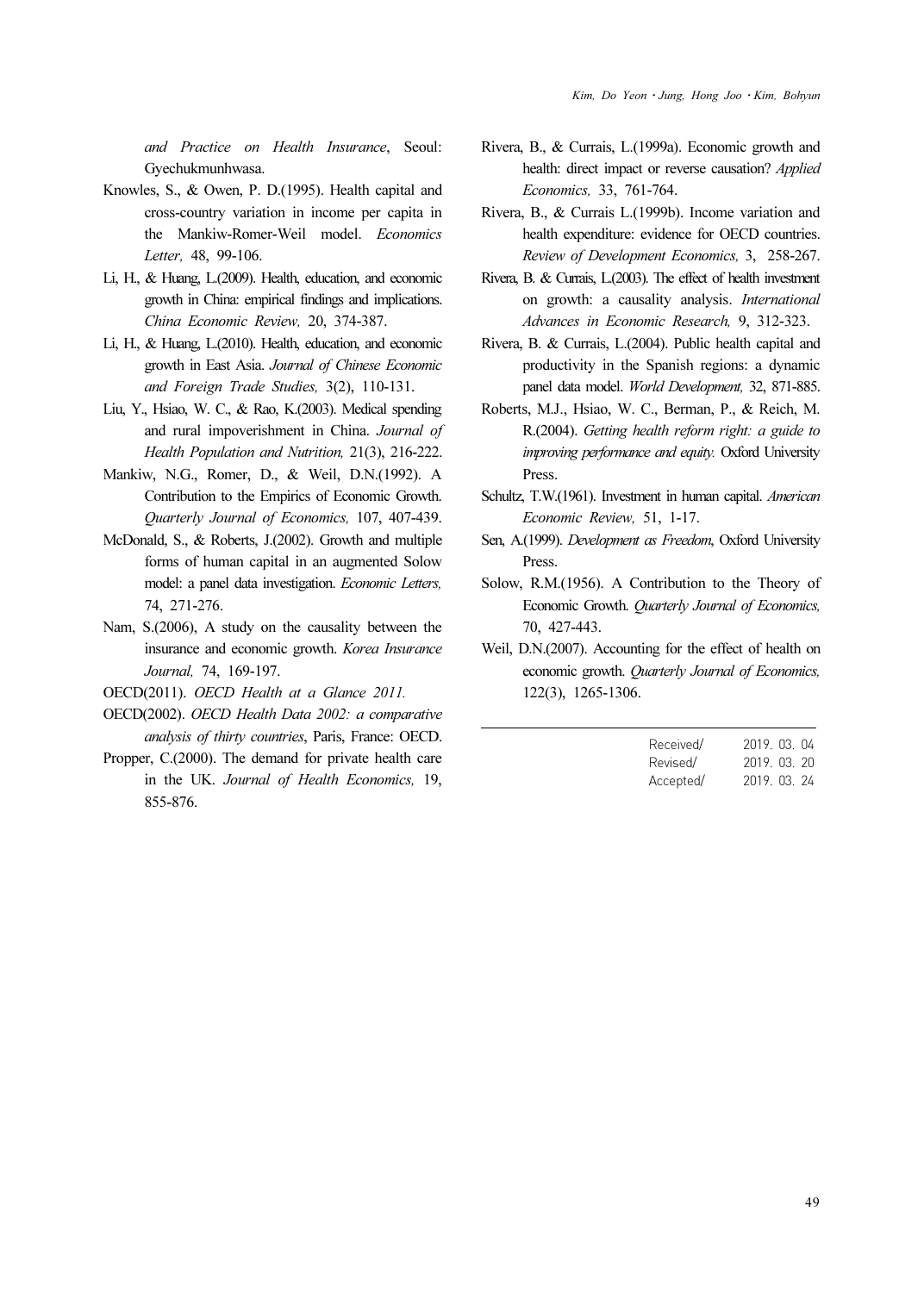*and Practice on Health Insurance*, Seoul: Gyechukmunhwasa.

Knowles, S., & Owen, P. D.(1995). Health capital and cross-country variation in income per capita in the Mankiw-Romer-Weil model. *Economics Letter,* 48, 99-106.

Li, H., & Huang, L.(2009). Health, education, and economic growth in China: empirical findings and implications. *China Economic Review,* 20, 374-387.

Li, H., & Huang, L.(2010). Health, education, and economic growth in East Asia. *Journal of Chinese Economic and Foreign Trade Studies,* 3(2), 110-131.

Liu, Y., Hsiao, W. C., & Rao, K.(2003). Medical spending and rural impoverishment in China. *Journal of Health Population and Nutrition,* 21(3), 216-222.

Mankiw, N.G., Romer, D., & Weil, D.N.(1992). A Contribution to the Empirics of Economic Growth. *Quarterly Journal of Economics,* 107, 407-439.

McDonald, S., & Roberts, J.(2002). Growth and multiple forms of human capital in an augmented Solow model: a panel data investigation. *Economic Letters,* 74, 271-276.

Nam, S.(2006), A study on the causality between the insurance and economic growth. *Korea Insurance Journal,* 74, 169-197.

OECD(2011). *OECD Health at a Glance 2011.*

OECD(2002). *OECD Health Data 2002: a comparative analysis of thirty countries*, Paris, France: OECD.

Propper, C.(2000). The demand for private health care in the UK. *Journal of Health Economics,* 19, 855-876.

Rivera, B., & Currais, L.(1999a). Economic growth and health: direct impact or reverse causation? *Applied Economics,* 33, 761-764.

Rivera, B., & Currais L.(1999b). Income variation and health expenditure: evidence for OECD countries. *Review of Development Economics,* 3, 258-267.

Rivera, B. & Currais, L.(2003). The effect of health investment on growth: a causality analysis. *International Advances in Economic Research,* 9, 312-323.

Rivera, B. & Currais, L.(2004). Public health capital and productivity in the Spanish regions: a dynamic panel data model. *World Development,* 32, 871-885.

Roberts, M.J., Hsiao, W. C., Berman, P., & Reich, M. R.(2004). *Getting health reform right: a guide to improving performance and equity.* Oxford University Press.

Schultz, T.W.(1961). Investment in human capital. *American Economic Review,* 51, 1-17.

Sen, A.(1999). *Development as Freedom*, Oxford University Press.

Solow, R.M.(1956). A Contribution to the Theory of Economic Growth. *Quarterly Journal of Economics,* 70, 427-443.

Weil, D.N.(2007). Accounting for the effect of health on economic growth. *Quarterly Journal of Economics,* 122(3), 1265-1306.

Received/ 2019. 03. 04
Revised/ 2019. 03. 20
Accepted/ 2019. 03. 24